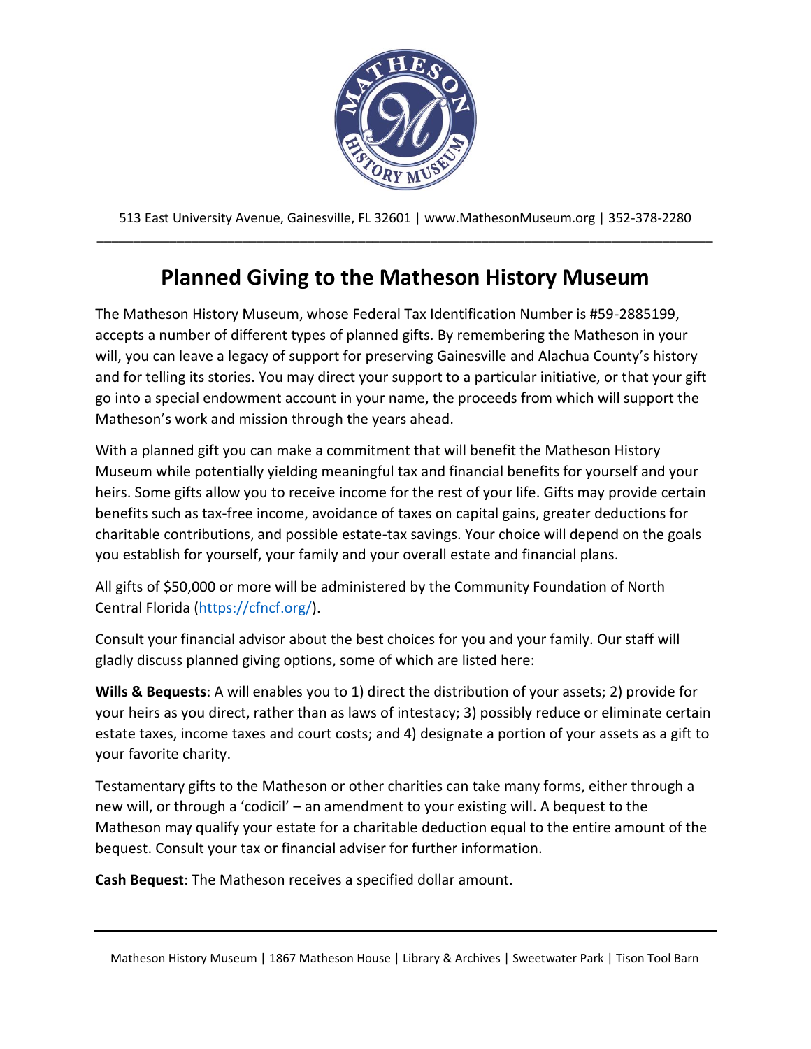513 East University Avenue, Gainesville, FL 32601 | www.MathesonMuseum.org | 352-378-2280

# Planned Giving to the Matheson History Museum

The Matheson History Museum, whose Federal Tax Identification Number is #59-2885199, accepts a number of different types of planned gifts. By remembering the Matheson in your will, you can leave a legacy of support for preserving Gainesville and Alachua County's history and for telling its stories. You may direct your support to a particular initiative, or that your gift go into a special endowment account in your name, the proceeds from which will support the Matheson's work and mission through the years ahead.

With a planned gift you can make a commitment that will benefit the Matheson History Museum while potentially yielding meaningful tax and financial benefits for yourself and your heirs. Some gifts allow you to receive income for the rest of your life. Gifts may provide certain benefits such as tax-free income, avoidance of taxes on capital gains, greater deductions for charitable contributions, and possible estate-tax savings. Your choice will depend on the goals you establish for yourself, your family and your overall estate and financial plans.

All gifts of $50,000 or more will be administered by the Community Foundation of North Central Florida (https://cfncf.org/).

Consult your financial advisor about the best choices for you and your family. Our staff will gladly discuss planned giving options, some of which are listed here:

**Wills & Bequests**: A will enables you to 1) direct the distribution of your assets; 2) provide for your heirs as you direct, rather than as laws of intestacy; 3) possibly reduce or eliminate certain estate taxes, income taxes and court costs; and 4) designate a portion of your assets as a gift to your favorite charity.

Testamentary gifts to the Matheson or other charities can take many forms, either through a new will, or through a 'codicil' – an amendment to your existing will. A bequest to the Matheson may qualify your estate for a charitable deduction equal to the entire amount of the bequest. Consult your tax or financial adviser for further information.

**Cash Bequest**: The Matheson receives a specified dollar amount.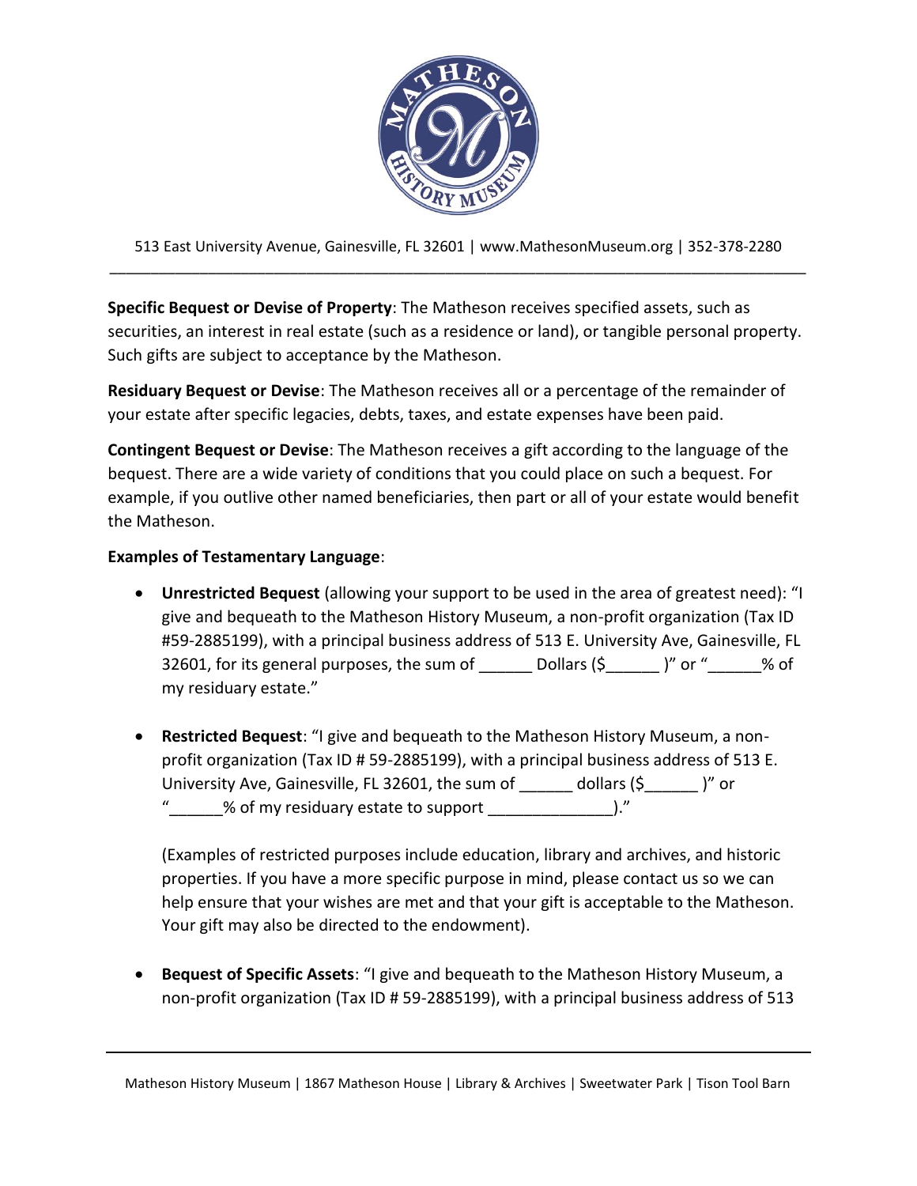**Specific Bequest or Devise of Property**: The Matheson receives specified assets, such as securities, an interest in real estate (such as a residence or land), or tangible personal property. Such gifts are subject to acceptance by the Matheson.

**Residuary Bequest or Devise**: The Matheson receives all or a percentage of the remainder of your estate after specific legacies, debts, taxes, and estate expenses have been paid.

**Contingent Bequest or Devise**: The Matheson receives a gift according to the language of the bequest. There are a wide variety of conditions that you could place on such a bequest. For example, if you outlive other named beneficiaries, then part or all of your estate would benefit the Matheson.

**Examples of Testamentary Language**:

- **Unrestricted Bequest** (allowing your support to be used in the area of greatest need): "I give and bequeath to the Matheson History Museum, a non-profit organization (Tax ID #59-2885199), with a principal business address of 513 E. University Ave, Gainesville, FL 32601, for its general purposes, the sum of ______ Dollars ($______ )" or "______% of my residuary estate."

- **Restricted Bequest**: "I give and bequeath to the Matheson History Museum, a non-profit organization (Tax ID # 59-2885199), with a principal business address of 513 E. University Ave, Gainesville, FL 32601, the sum of ______ dollars ($______ )" or "______% of my residuary estate to support ______________)."

  (Examples of restricted purposes include education, library and archives, and historic properties. If you have a more specific purpose in mind, please contact us so we can help ensure that your wishes are met and that your gift is acceptable to the Matheson. Your gift may also be directed to the endowment).

- **Bequest of Specific Assets**: "I give and bequeath to the Matheson History Museum, a non-profit organization (Tax ID # 59-2885199), with a principal business address of 513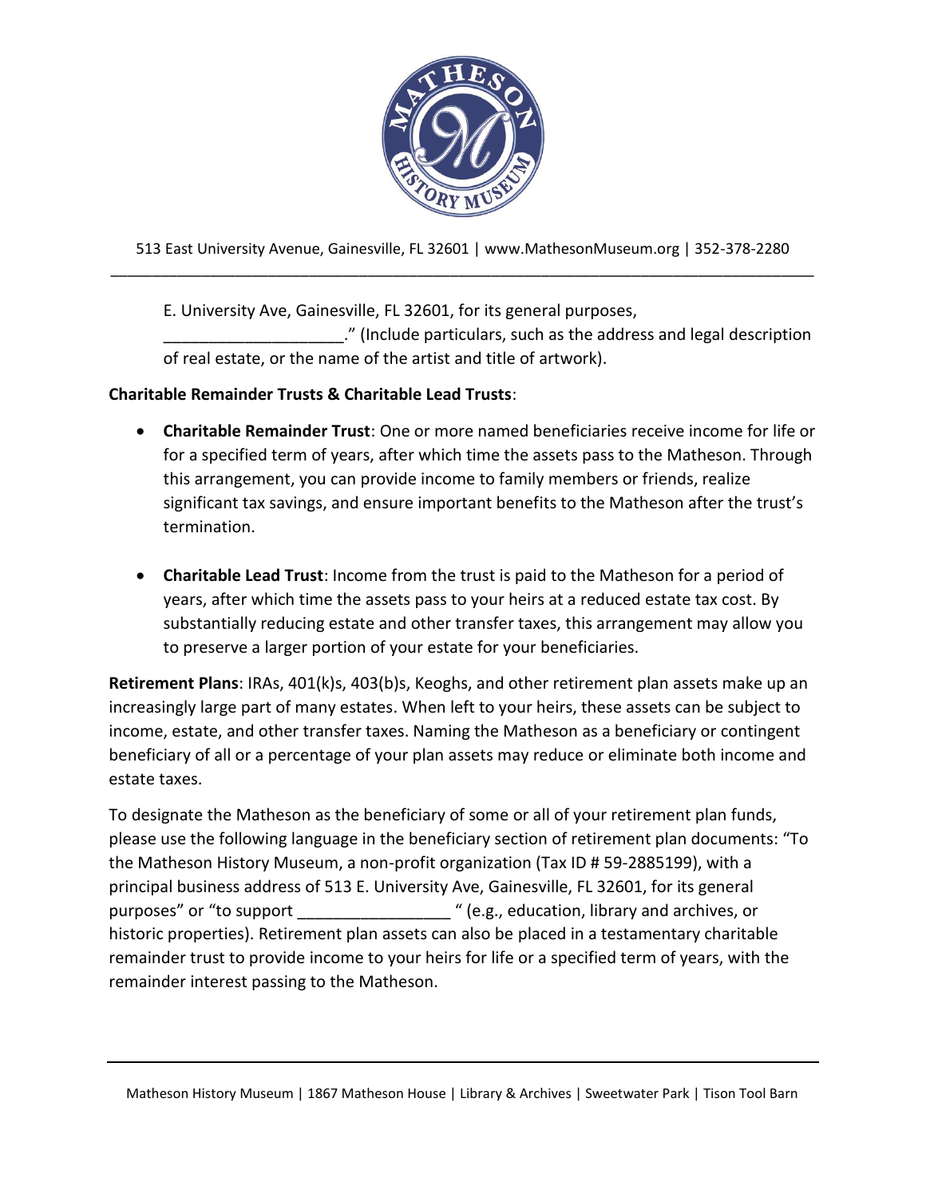E. University Ave, Gainesville, FL 32601, for its general purposes, ____________________." (Include particulars, such as the address and legal description of real estate, or the name of the artist and title of artwork).

**Charitable Remainder Trusts & Charitable Lead Trusts**:

- **Charitable Remainder Trust**: One or more named beneficiaries receive income for life or for a specified term of years, after which time the assets pass to the Matheson. Through this arrangement, you can provide income to family members or friends, realize significant tax savings, and ensure important benefits to the Matheson after the trust's termination.

- **Charitable Lead Trust**: Income from the trust is paid to the Matheson for a period of years, after which time the assets pass to your heirs at a reduced estate tax cost. By substantially reducing estate and other transfer taxes, this arrangement may allow you to preserve a larger portion of your estate for your beneficiaries.

**Retirement Plans**: IRAs, 401(k)s, 403(b)s, Keoghs, and other retirement plan assets make up an increasingly large part of many estates. When left to your heirs, these assets can be subject to income, estate, and other transfer taxes. Naming the Matheson as a beneficiary or contingent beneficiary of all or a percentage of your plan assets may reduce or eliminate both income and estate taxes.

To designate the Matheson as the beneficiary of some or all of your retirement plan funds, please use the following language in the beneficiary section of retirement plan documents: "To the Matheson History Museum, a non-profit organization (Tax ID # 59-2885199), with a principal business address of 513 E. University Ave, Gainesville, FL 32601, for its general purposes" or "to support _________________ " (e.g., education, library and archives, or historic properties). Retirement plan assets can also be placed in a testamentary charitable remainder trust to provide income to your heirs for life or a specified term of years, with the remainder interest passing to the Matheson.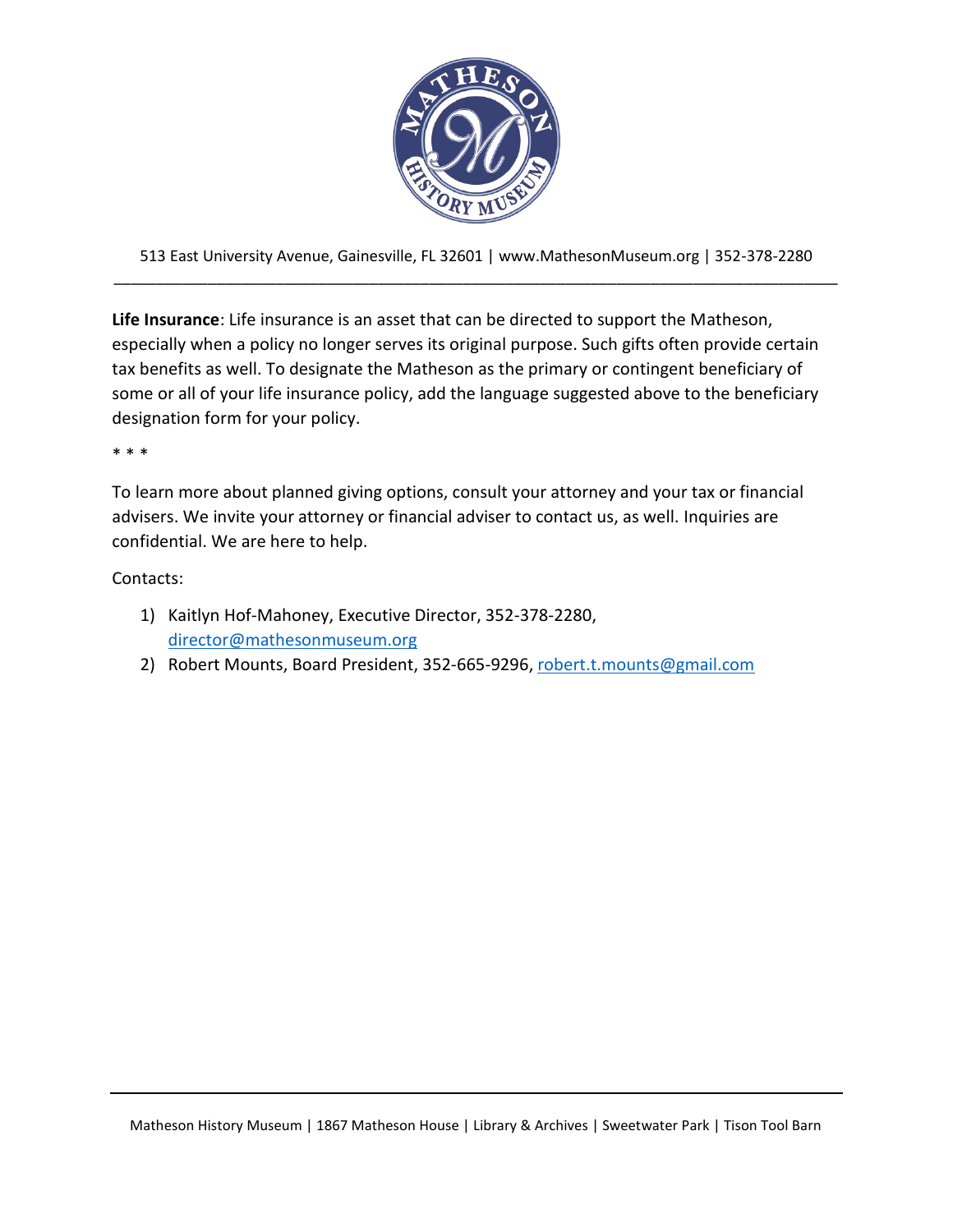**Life Insurance**: Life insurance is an asset that can be directed to support the Matheson, especially when a policy no longer serves its original purpose. Such gifts often provide certain tax benefits as well. To designate the Matheson as the primary or contingent beneficiary of some or all of your life insurance policy, add the language suggested above to the beneficiary designation form for your policy.

* * *

To learn more about planned giving options, consult your attorney and your tax or financial advisers. We invite your attorney or financial adviser to contact us, as well. Inquiries are confidential. We are here to help.

Contacts:

1) Kaitlyn Hof-Mahoney, Executive Director, 352-378-2280, director@mathesonmuseum.org
2) Robert Mounts, Board President, 352-665-9296, robert.t.mounts@gmail.com